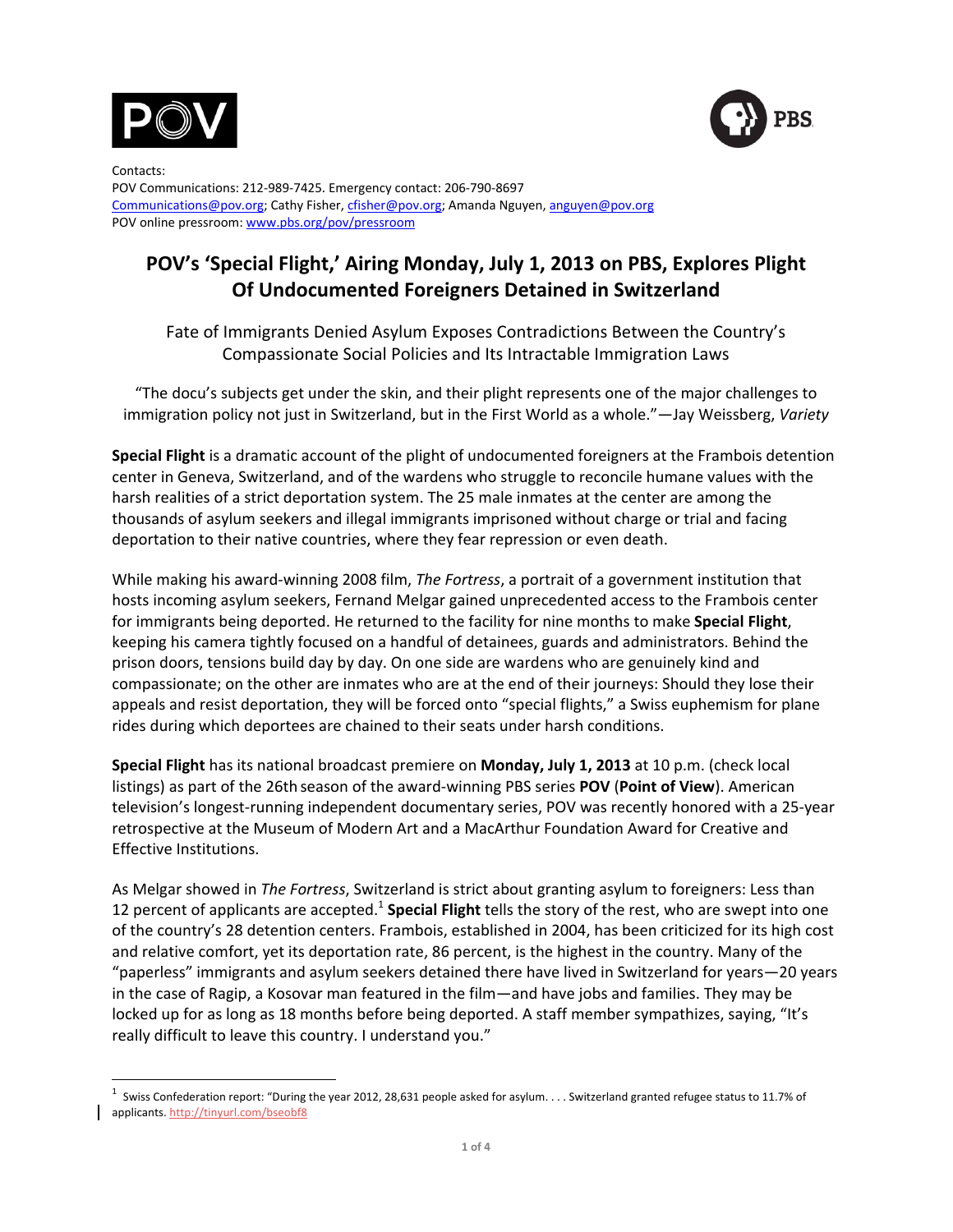Contacts:
POV Communications: 212-989-7425. Emergency contact: 206-790-8697
Communications@pov.org; Cathy Fisher, cfisher@pov.org; Amanda Nguyen, anguyen@pov.org
POV online pressroom: www.pbs.org/pov/pressroom

# POV's 'Special Flight,' Airing Monday, July 1, 2013 on PBS, Explores Plight Of Undocumented Foreigners Detained in Switzerland

Fate of Immigrants Denied Asylum Exposes Contradictions Between the Country's Compassionate Social Policies and Its Intractable Immigration Laws

"The docu's subjects get under the skin, and their plight represents one of the major challenges to immigration policy not just in Switzerland, but in the First World as a whole."—Jay Weissberg, *Variety*

**Special Flight** is a dramatic account of the plight of undocumented foreigners at the Frambois detention center in Geneva, Switzerland, and of the wardens who struggle to reconcile humane values with the harsh realities of a strict deportation system. The 25 male inmates at the center are among the thousands of asylum seekers and illegal immigrants imprisoned without charge or trial and facing deportation to their native countries, where they fear repression or even death.

While making his award-winning 2008 film, *The Fortress*, a portrait of a government institution that hosts incoming asylum seekers, Fernand Melgar gained unprecedented access to the Frambois center for immigrants being deported. He returned to the facility for nine months to make **Special Flight**, keeping his camera tightly focused on a handful of detainees, guards and administrators. Behind the prison doors, tensions build day by day. On one side are wardens who are genuinely kind and compassionate; on the other are inmates who are at the end of their journeys: Should they lose their appeals and resist deportation, they will be forced onto "special flights," a Swiss euphemism for plane rides during which deportees are chained to their seats under harsh conditions.

**Special Flight** has its national broadcast premiere on **Monday, July 1, 2013** at 10 p.m. (check local listings) as part of the 26th season of the award-winning PBS series **POV** (**Point of View**). American television's longest-running independent documentary series, POV was recently honored with a 25-year retrospective at the Museum of Modern Art and a MacArthur Foundation Award for Creative and Effective Institutions.

As Melgar showed in *The Fortress*, Switzerland is strict about granting asylum to foreigners: Less than 12 percent of applicants are accepted.[1] **Special Flight** tells the story of the rest, who are swept into one of the country's 28 detention centers. Frambois, established in 2004, has been criticized for its high cost and relative comfort, yet its deportation rate, 86 percent, is the highest in the country. Many of the "paperless" immigrants and asylum seekers detained there have lived in Switzerland for years—20 years in the case of Ragip, a Kosovar man featured in the film—and have jobs and families. They may be locked up for as long as 18 months before being deported. A staff member sympathizes, saying, "It's really difficult to leave this country. I understand you."

---

[1] Swiss Confederation report: "During the year 2012, 28,631 people asked for asylum. . . . Switzerland granted refugee status to 11.7% of applicants. http://tinyurl.com/bseobf8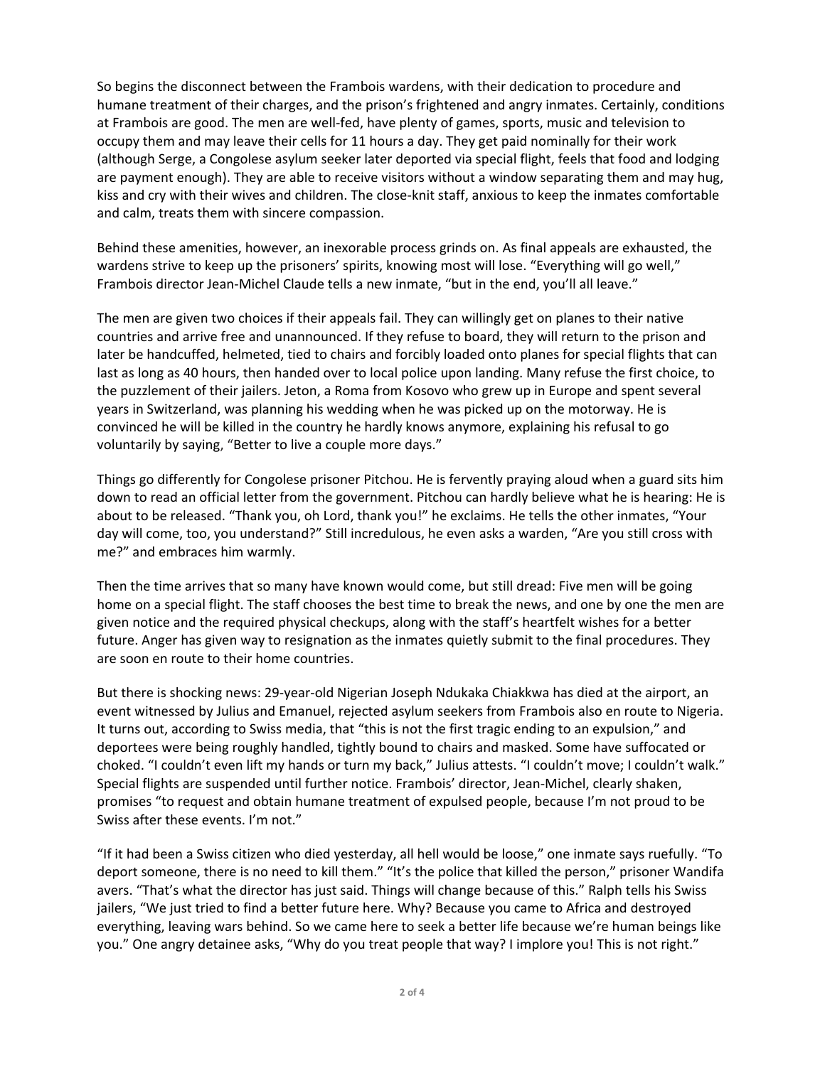So begins the disconnect between the Frambois wardens, with their dedication to procedure and humane treatment of their charges, and the prison's frightened and angry inmates. Certainly, conditions at Frambois are good. The men are well-fed, have plenty of games, sports, music and television to occupy them and may leave their cells for 11 hours a day. They get paid nominally for their work (although Serge, a Congolese asylum seeker later deported via special flight, feels that food and lodging are payment enough). They are able to receive visitors without a window separating them and may hug, kiss and cry with their wives and children. The close-knit staff, anxious to keep the inmates comfortable and calm, treats them with sincere compassion.

Behind these amenities, however, an inexorable process grinds on. As final appeals are exhausted, the wardens strive to keep up the prisoners' spirits, knowing most will lose. "Everything will go well," Frambois director Jean-Michel Claude tells a new inmate, "but in the end, you'll all leave."

The men are given two choices if their appeals fail. They can willingly get on planes to their native countries and arrive free and unannounced. If they refuse to board, they will return to the prison and later be handcuffed, helmeted, tied to chairs and forcibly loaded onto planes for special flights that can last as long as 40 hours, then handed over to local police upon landing. Many refuse the first choice, to the puzzlement of their jailers. Jeton, a Roma from Kosovo who grew up in Europe and spent several years in Switzerland, was planning his wedding when he was picked up on the motorway. He is convinced he will be killed in the country he hardly knows anymore, explaining his refusal to go voluntarily by saying, "Better to live a couple more days."

Things go differently for Congolese prisoner Pitchou. He is fervently praying aloud when a guard sits him down to read an official letter from the government. Pitchou can hardly believe what he is hearing: He is about to be released. "Thank you, oh Lord, thank you!" he exclaims. He tells the other inmates, "Your day will come, too, you understand?" Still incredulous, he even asks a warden, "Are you still cross with me?" and embraces him warmly.

Then the time arrives that so many have known would come, but still dread: Five men will be going home on a special flight. The staff chooses the best time to break the news, and one by one the men are given notice and the required physical checkups, along with the staff's heartfelt wishes for a better future. Anger has given way to resignation as the inmates quietly submit to the final procedures. They are soon en route to their home countries.

But there is shocking news: 29-year-old Nigerian Joseph Ndukaka Chiakkwa has died at the airport, an event witnessed by Julius and Emanuel, rejected asylum seekers from Frambois also en route to Nigeria. It turns out, according to Swiss media, that "this is not the first tragic ending to an expulsion," and deportees were being roughly handled, tightly bound to chairs and masked. Some have suffocated or choked. "I couldn't even lift my hands or turn my back," Julius attests. "I couldn't move; I couldn't walk." Special flights are suspended until further notice. Frambois' director, Jean-Michel, clearly shaken, promises "to request and obtain humane treatment of expulsed people, because I'm not proud to be Swiss after these events. I'm not."

"If it had been a Swiss citizen who died yesterday, all hell would be loose," one inmate says ruefully. "To deport someone, there is no need to kill them." "It's the police that killed the person," prisoner Wandifa avers. "That's what the director has just said. Things will change because of this." Ralph tells his Swiss jailers, "We just tried to find a better future here. Why? Because you came to Africa and destroyed everything, leaving wars behind. So we came here to seek a better life because we're human beings like you." One angry detainee asks, "Why do you treat people that way? I implore you! This is not right."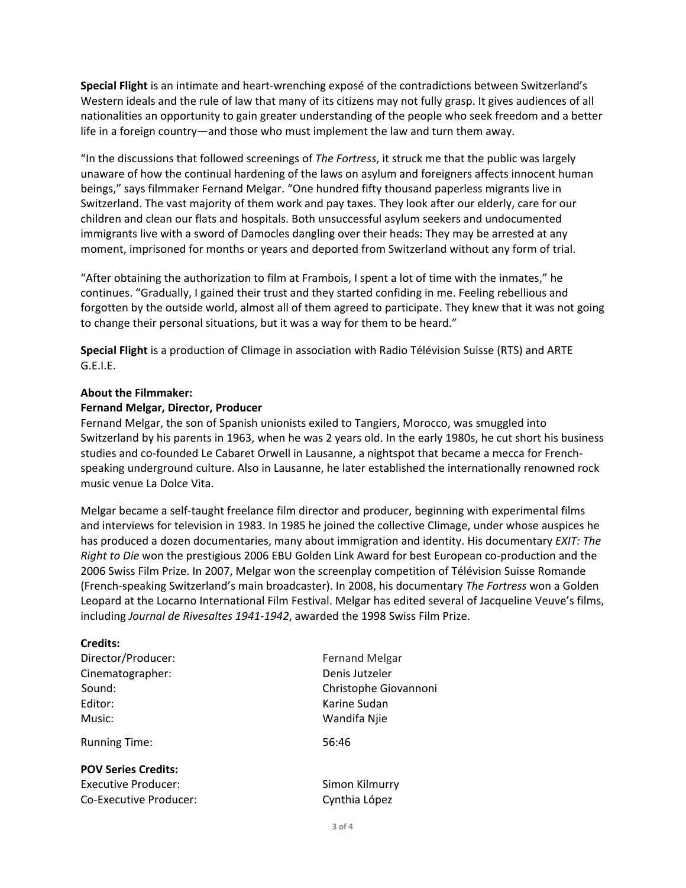**Special Flight** is an intimate and heart-wrenching exposé of the contradictions between Switzerland's Western ideals and the rule of law that many of its citizens may not fully grasp. It gives audiences of all nationalities an opportunity to gain greater understanding of the people who seek freedom and a better life in a foreign country—and those who must implement the law and turn them away.

"In the discussions that followed screenings of *The Fortress*, it struck me that the public was largely unaware of how the continual hardening of the laws on asylum and foreigners affects innocent human beings," says filmmaker Fernand Melgar. "One hundred fifty thousand paperless migrants live in Switzerland. The vast majority of them work and pay taxes. They look after our elderly, care for our children and clean our flats and hospitals. Both unsuccessful asylum seekers and undocumented immigrants live with a sword of Damocles dangling over their heads: They may be arrested at any moment, imprisoned for months or years and deported from Switzerland without any form of trial.

"After obtaining the authorization to film at Frambois, I spent a lot of time with the inmates," he continues. "Gradually, I gained their trust and they started confiding in me. Feeling rebellious and forgotten by the outside world, almost all of them agreed to participate. They knew that it was not going to change their personal situations, but it was a way for them to be heard."

**Special Flight** is a production of Climage in association with Radio Télévision Suisse (RTS) and ARTE G.E.I.E.

**About the Filmmaker:**

**Fernand Melgar, Director, Producer**

Fernand Melgar, the son of Spanish unionists exiled to Tangiers, Morocco, was smuggled into Switzerland by his parents in 1963, when he was 2 years old. In the early 1980s, he cut short his business studies and co-founded Le Cabaret Orwell in Lausanne, a nightspot that became a mecca for French-speaking underground culture. Also in Lausanne, he later established the internationally renowned rock music venue La Dolce Vita.

Melgar became a self-taught freelance film director and producer, beginning with experimental films and interviews for television in 1983. In 1985 he joined the collective Climage, under whose auspices he has produced a dozen documentaries, many about immigration and identity. His documentary *EXIT: The Right to Die* won the prestigious 2006 EBU Golden Link Award for best European co-production and the 2006 Swiss Film Prize. In 2007, Melgar won the screenplay competition of Télévision Suisse Romande (French-speaking Switzerland's main broadcaster). In 2008, his documentary *The Fortress* won a Golden Leopard at the Locarno International Film Festival. Melgar has edited several of Jacqueline Veuve's films, including *Journal de Rivesaltes 1941-1942*, awarded the 1998 Swiss Film Prize.

**Credits:**

| | |
|---|---|
| Director/Producer: | Fernand Melgar |
| Cinematographer: | Denis Jutzeler |
| Sound: | Christophe Giovannoni |
| Editor: | Karine Sudan |
| Music: | Wandifa Njie |
| Running Time: | 56:46 |

**POV Series Credits:**

| | |
|---|---|
| Executive Producer: | Simon Kilmurry |
| Co-Executive Producer: | Cynthia López |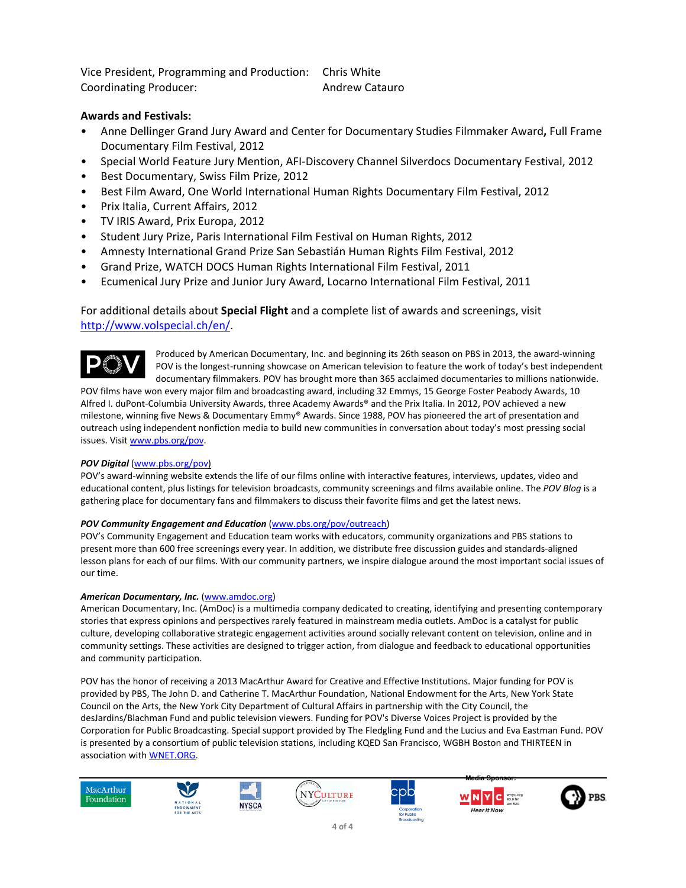Vice President, Programming and Production: Chris White
Coordinating Producer: Andrew Catauro

**Awards and Festivals:**

- Anne Dellinger Grand Jury Award and Center for Documentary Studies Filmmaker Award**,** Full Frame Documentary Film Festival, 2012
- Special World Feature Jury Mention, AFI-Discovery Channel Silverdocs Documentary Festival, 2012
- Best Documentary, Swiss Film Prize, 2012
- Best Film Award, One World International Human Rights Documentary Film Festival, 2012
- Prix Italia, Current Affairs, 2012
- TV IRIS Award, Prix Europa, 2012
- Student Jury Prize, Paris International Film Festival on Human Rights, 2012
- Amnesty International Grand Prize San Sebastián Human Rights Film Festival, 2012
- Grand Prize, WATCH DOCS Human Rights International Film Festival, 2011
- Ecumenical Jury Prize and Junior Jury Award, Locarno International Film Festival, 2011

For additional details about **Special Flight** and a complete list of awards and screenings, visit http://www.volspecial.ch/en/.

POV

Produced by American Documentary, Inc. and beginning its 26th season on PBS in 2013, the award-winning POV is the longest-running showcase on American television to feature the work of today's best independent documentary filmmakers. POV has brought more than 365 acclaimed documentaries to millions nationwide. POV films have won every major film and broadcasting award, including 32 Emmys, 15 George Foster Peabody Awards, 10 Alfred I. duPont-Columbia University Awards, three Academy Awards® and the Prix Italia. In 2012, POV achieved a new milestone, winning five News & Documentary Emmy® Awards. Since 1988, POV has pioneered the art of presentation and outreach using independent nonfiction media to build new communities in conversation about today's most pressing social issues. Visit www.pbs.org/pov.

***POV Digital*** (www.pbs.org/pov)
POV's award-winning website extends the life of our films online with interactive features, interviews, updates, video and educational content, plus listings for television broadcasts, community screenings and films available online. The *POV Blog* is a gathering place for documentary fans and filmmakers to discuss their favorite films and get the latest news.

***POV Community Engagement and Education*** (www.pbs.org/pov/outreach)
POV's Community Engagement and Education team works with educators, community organizations and PBS stations to present more than 600 free screenings every year. In addition, we distribute free discussion guides and standards-aligned lesson plans for each of our films. With our community partners, we inspire dialogue around the most important social issues of our time.

***American Documentary, Inc.*** (www.amdoc.org)
American Documentary, Inc. (AmDoc) is a multimedia company dedicated to creating, identifying and presenting contemporary stories that express opinions and perspectives rarely featured in mainstream media outlets. AmDoc is a catalyst for public culture, developing collaborative strategic engagement activities around socially relevant content on television, online and in community settings. These activities are designed to trigger action, from dialogue and feedback to educational opportunities and community participation.

POV has the honor of receiving a 2013 MacArthur Award for Creative and Effective Institutions. Major funding for POV is provided by PBS, The John D. and Catherine T. MacArthur Foundation, National Endowment for the Arts, New York State Council on the Arts, the New York City Department of Cultural Affairs in partnership with the City Council, the desJardins/Blachman Fund and public television viewers. Funding for POV's Diverse Voices Project is provided by the Corporation for Public Broadcasting. Special support provided by The Fledgling Fund and the Lucius and Eva Eastman Fund. POV is presented by a consortium of public television stations, including KQED San Francisco, WGBH Boston and THIRTEEN in association with WNET.ORG.

MacArthur Foundation | National Endowment for the Arts | NYSCA | NYCulture | Corporation for Public Broadcasting | Media Sponsor: WNYC Hear It Now | PBS